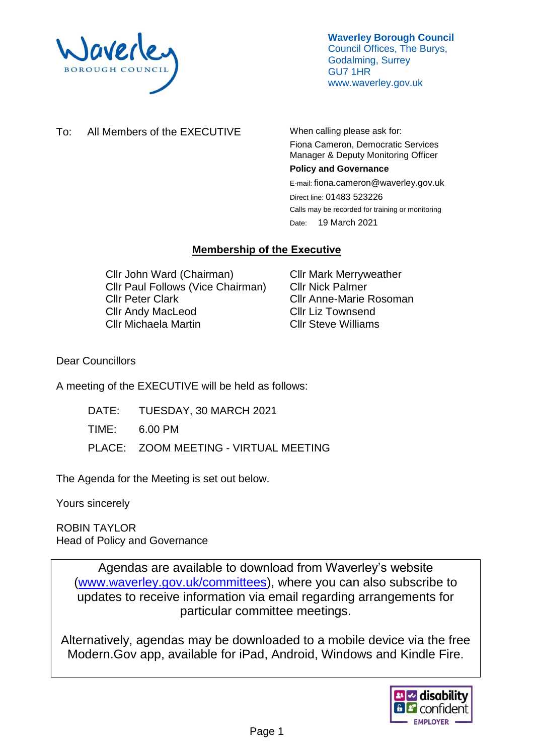**Waverley Borough Council**
Council Offices, The Burys,
Godalming, Surrey
GU7 1HR
www.waverley.gov.uk

To: All Members of the EXECUTIVE

When calling please ask for:
Fiona Cameron, Democratic Services Manager & Deputy Monitoring Officer
**Policy and Governance**
E-mail: fiona.cameron@waverley.gov.uk
Direct line: 01483 523226
Calls may be recorded for training or monitoring
Date: 19 March 2021

## Membership of the Executive

Cllr John Ward (Chairman)
Cllr Paul Follows (Vice Chairman)
Cllr Peter Clark
Cllr Andy MacLeod
Cllr Michaela Martin
Cllr Mark Merryweather
Cllr Nick Palmer
Cllr Anne-Marie Rosoman
Cllr Liz Townsend
Cllr Steve Williams

Dear Councillors

A meeting of the EXECUTIVE will be held as follows:

DATE: TUESDAY, 30 MARCH 2021

TIME: 6.00 PM

PLACE: ZOOM MEETING - VIRTUAL MEETING

The Agenda for the Meeting is set out below.

Yours sincerely

ROBIN TAYLOR
Head of Policy and Governance

Agendas are available to download from Waverley's website (www.waverley.gov.uk/committees), where you can also subscribe to updates to receive information via email regarding arrangements for particular committee meetings.

Alternatively, agendas may be downloaded to a mobile device via the free Modern.Gov app, available for iPad, Android, Windows and Kindle Fire.

disability confident EMPLOYER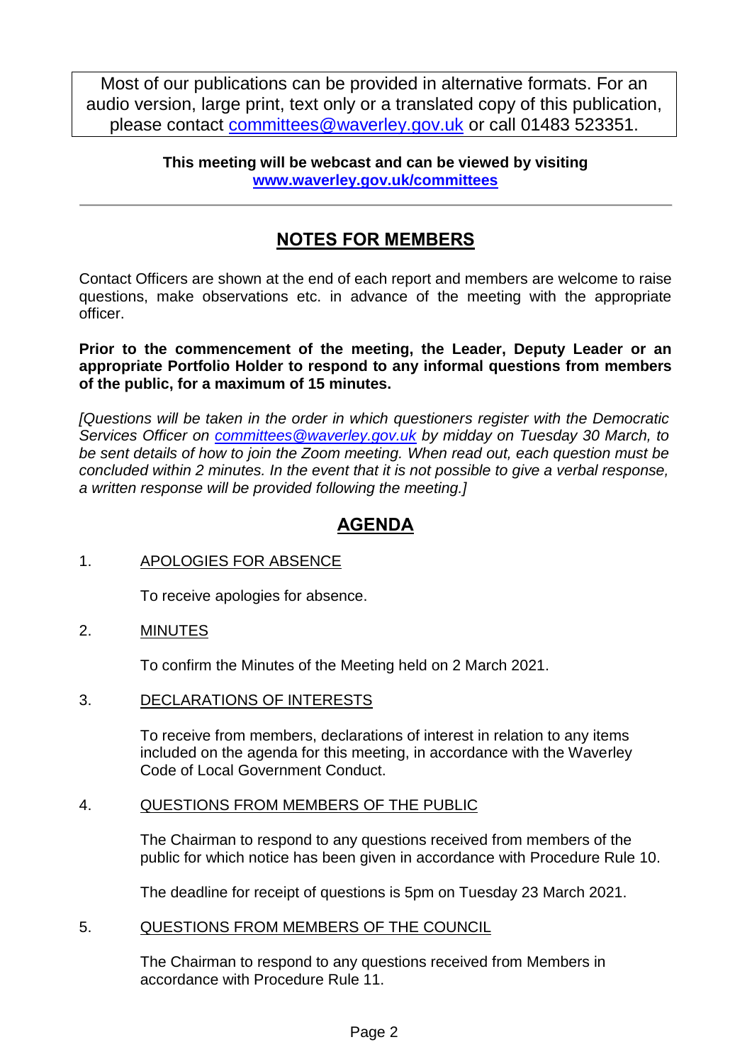Most of our publications can be provided in alternative formats. For an audio version, large print, text only or a translated copy of this publication, please contact committees@waverley.gov.uk or call 01483 523351.

**This meeting will be webcast and can be viewed by visiting www.waverley.gov.uk/committees**

---

## NOTES FOR MEMBERS

Contact Officers are shown at the end of each report and members are welcome to raise questions, make observations etc. in advance of the meeting with the appropriate officer.

**Prior to the commencement of the meeting, the Leader, Deputy Leader or an appropriate Portfolio Holder to respond to any informal questions from members of the public, for a maximum of 15 minutes.**

*[Questions will be taken in the order in which questioners register with the Democratic Services Officer on committees@waverley.gov.uk by midday on Tuesday 30 March, to be sent details of how to join the Zoom meeting. When read out, each question must be concluded within 2 minutes. In the event that it is not possible to give a verbal response, a written response will be provided following the meeting.]*

## AGENDA

1. APOLOGIES FOR ABSENCE

   To receive apologies for absence.

2. MINUTES

   To confirm the Minutes of the Meeting held on 2 March 2021.

3. DECLARATIONS OF INTERESTS

   To receive from members, declarations of interest in relation to any items included on the agenda for this meeting, in accordance with the Waverley Code of Local Government Conduct.

4. QUESTIONS FROM MEMBERS OF THE PUBLIC

   The Chairman to respond to any questions received from members of the public for which notice has been given in accordance with Procedure Rule 10.

   The deadline for receipt of questions is 5pm on Tuesday 23 March 2021.

5. QUESTIONS FROM MEMBERS OF THE COUNCIL

   The Chairman to respond to any questions received from Members in accordance with Procedure Rule 11.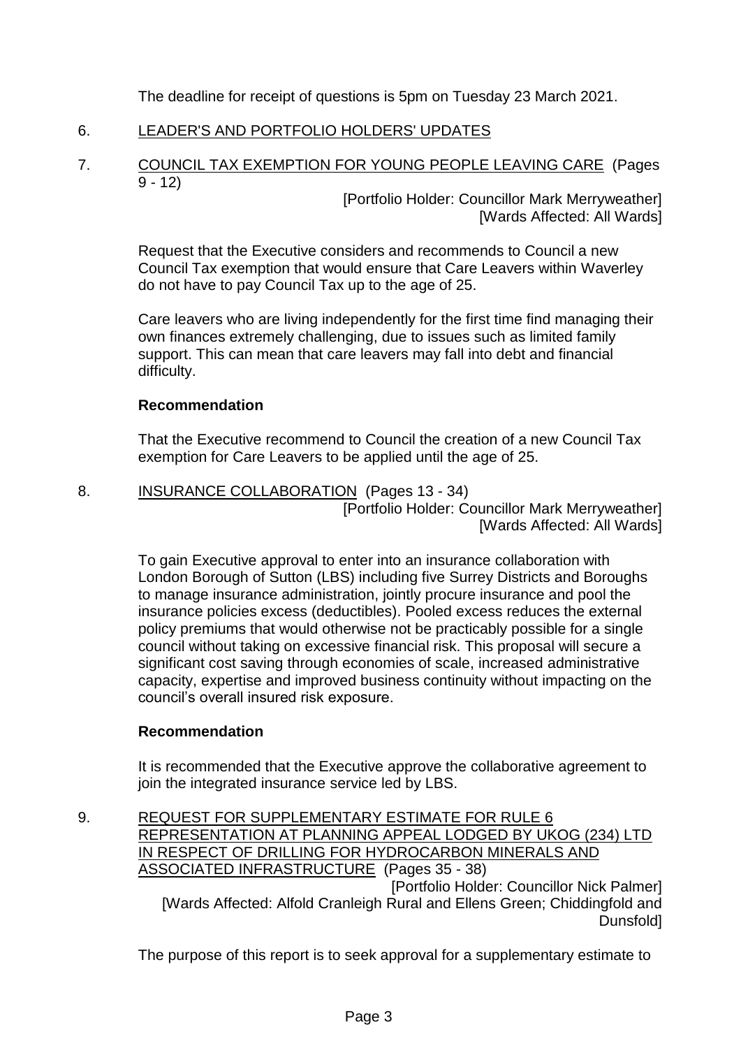The deadline for receipt of questions is 5pm on Tuesday 23 March 2021.

6. LEADER'S AND PORTFOLIO HOLDERS' UPDATES

7. COUNCIL TAX EXEMPTION FOR YOUNG PEOPLE LEAVING CARE (Pages 9 - 12)

   [Portfolio Holder: Councillor Mark Merryweather]
   [Wards Affected: All Wards]

   Request that the Executive considers and recommends to Council a new Council Tax exemption that would ensure that Care Leavers within Waverley do not have to pay Council Tax up to the age of 25.

   Care leavers who are living independently for the first time find managing their own finances extremely challenging, due to issues such as limited family support. This can mean that care leavers may fall into debt and financial difficulty.

   **Recommendation**

   That the Executive recommend to Council the creation of a new Council Tax exemption for Care Leavers to be applied until the age of 25.

8. INSURANCE COLLABORATION (Pages 13 - 34)

   [Portfolio Holder: Councillor Mark Merryweather]
   [Wards Affected: All Wards]

   To gain Executive approval to enter into an insurance collaboration with London Borough of Sutton (LBS) including five Surrey Districts and Boroughs to manage insurance administration, jointly procure insurance and pool the insurance policies excess (deductibles). Pooled excess reduces the external policy premiums that would otherwise not be practicably possible for a single council without taking on excessive financial risk. This proposal will secure a significant cost saving through economies of scale, increased administrative capacity, expertise and improved business continuity without impacting on the council's overall insured risk exposure.

   **Recommendation**

   It is recommended that the Executive approve the collaborative agreement to join the integrated insurance service led by LBS.

9. REQUEST FOR SUPPLEMENTARY ESTIMATE FOR RULE 6 REPRESENTATION AT PLANNING APPEAL LODGED BY UKOG (234) LTD IN RESPECT OF DRILLING FOR HYDROCARBON MINERALS AND ASSOCIATED INFRASTRUCTURE (Pages 35 - 38)

   [Portfolio Holder: Councillor Nick Palmer]
   [Wards Affected: Alfold Cranleigh Rural and Ellens Green; Chiddingfold and Dunsfold]

   The purpose of this report is to seek approval for a supplementary estimate to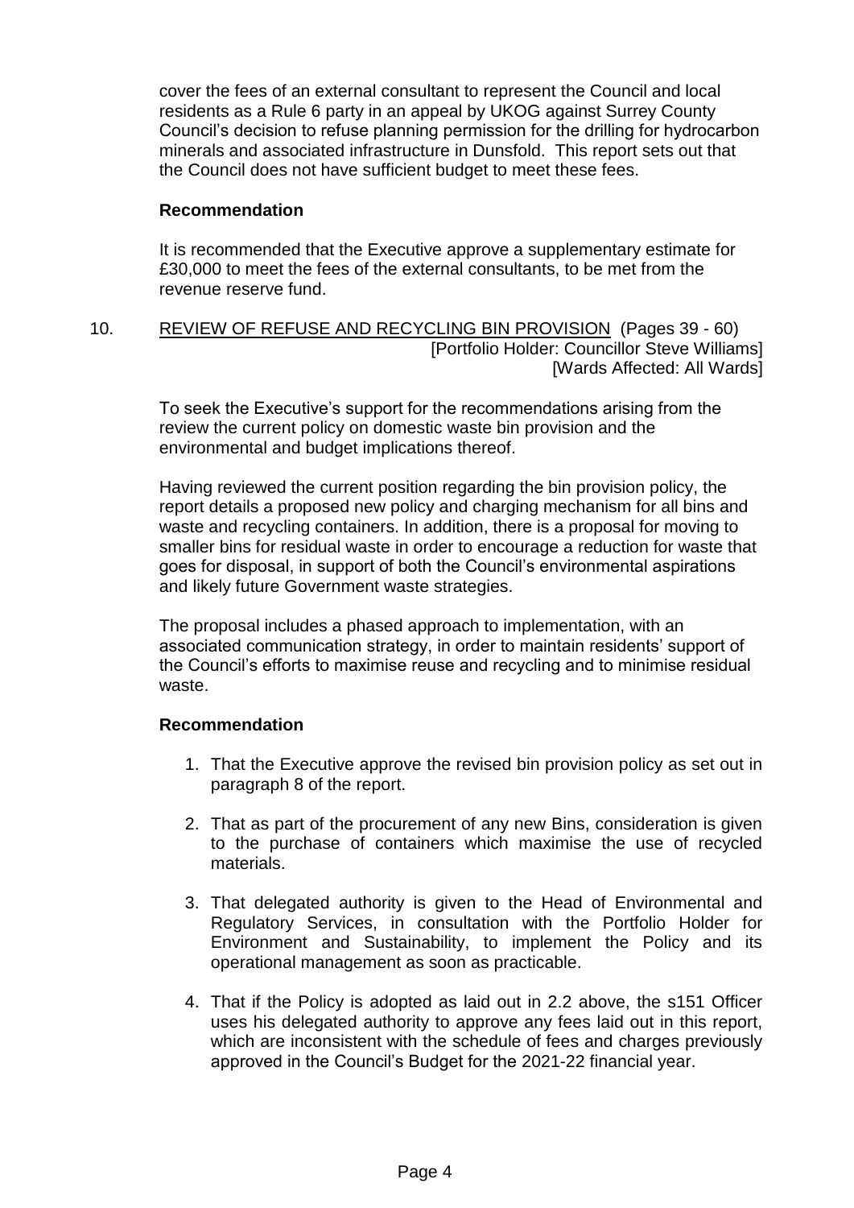cover the fees of an external consultant to represent the Council and local residents as a Rule 6 party in an appeal by UKOG against Surrey County Council's decision to refuse planning permission for the drilling for hydrocarbon minerals and associated infrastructure in Dunsfold. This report sets out that the Council does not have sufficient budget to meet these fees.

**Recommendation**

It is recommended that the Executive approve a supplementary estimate for £30,000 to meet the fees of the external consultants, to be met from the revenue reserve fund.

10. REVIEW OF REFUSE AND RECYCLING BIN PROVISION (Pages 39 - 60)
[Portfolio Holder: Councillor Steve Williams]
[Wards Affected: All Wards]

To seek the Executive's support for the recommendations arising from the review the current policy on domestic waste bin provision and the environmental and budget implications thereof.

Having reviewed the current position regarding the bin provision policy, the report details a proposed new policy and charging mechanism for all bins and waste and recycling containers. In addition, there is a proposal for moving to smaller bins for residual waste in order to encourage a reduction for waste that goes for disposal, in support of both the Council's environmental aspirations and likely future Government waste strategies.

The proposal includes a phased approach to implementation, with an associated communication strategy, in order to maintain residents' support of the Council's efforts to maximise reuse and recycling and to minimise residual waste.

**Recommendation**

1. That the Executive approve the revised bin provision policy as set out in paragraph 8 of the report.

2. That as part of the procurement of any new Bins, consideration is given to the purchase of containers which maximise the use of recycled materials.

3. That delegated authority is given to the Head of Environmental and Regulatory Services, in consultation with the Portfolio Holder for Environment and Sustainability, to implement the Policy and its operational management as soon as practicable.

4. That if the Policy is adopted as laid out in 2.2 above, the s151 Officer uses his delegated authority to approve any fees laid out in this report, which are inconsistent with the schedule of fees and charges previously approved in the Council's Budget for the 2021-22 financial year.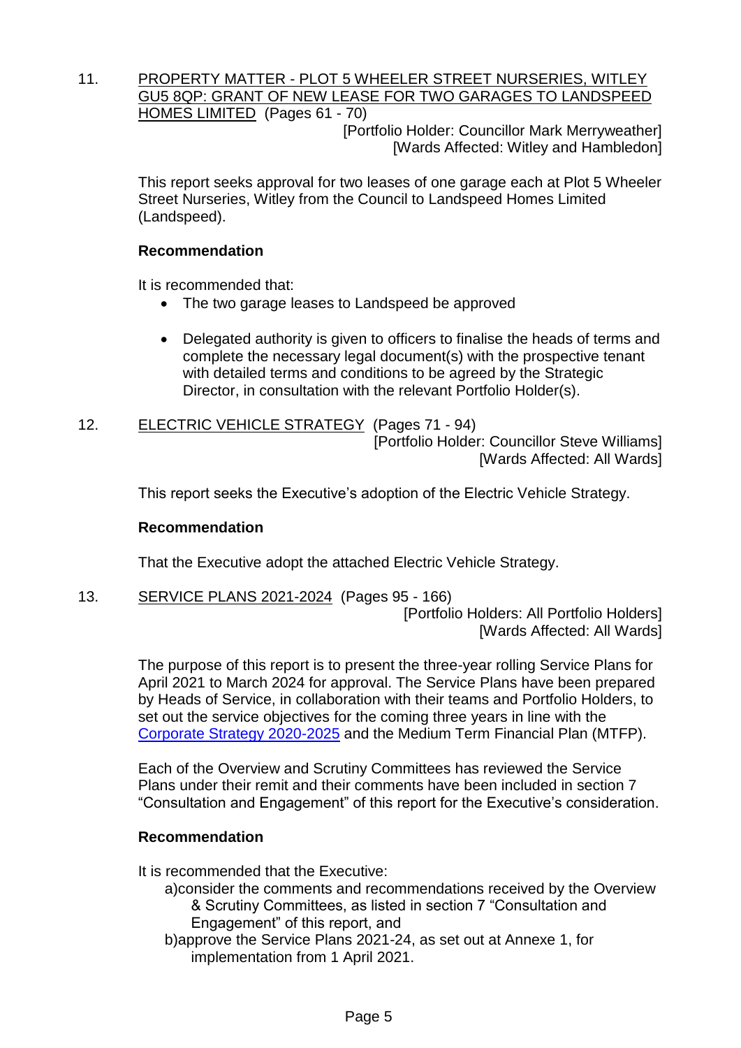11. PROPERTY MATTER - PLOT 5 WHEELER STREET NURSERIES, WITLEY GU5 8QP: GRANT OF NEW LEASE FOR TWO GARAGES TO LANDSPEED HOMES LIMITED (Pages 61 - 70)

[Portfolio Holder: Councillor Mark Merryweather]
[Wards Affected: Witley and Hambledon]

This report seeks approval for two leases of one garage each at Plot 5 Wheeler Street Nurseries, Witley from the Council to Landspeed Homes Limited (Landspeed).

**Recommendation**

It is recommended that:

- The two garage leases to Landspeed be approved

- Delegated authority is given to officers to finalise the heads of terms and complete the necessary legal document(s) with the prospective tenant with detailed terms and conditions to be agreed by the Strategic Director, in consultation with the relevant Portfolio Holder(s).

12. ELECTRIC VEHICLE STRATEGY (Pages 71 - 94)

[Portfolio Holder: Councillor Steve Williams]
[Wards Affected: All Wards]

This report seeks the Executive's adoption of the Electric Vehicle Strategy.

**Recommendation**

That the Executive adopt the attached Electric Vehicle Strategy.

13. SERVICE PLANS 2021-2024 (Pages 95 - 166)

[Portfolio Holders: All Portfolio Holders]
[Wards Affected: All Wards]

The purpose of this report is to present the three-year rolling Service Plans for April 2021 to March 2024 for approval. The Service Plans have been prepared by Heads of Service, in collaboration with their teams and Portfolio Holders, to set out the service objectives for the coming three years in line with the Corporate Strategy 2020-2025 and the Medium Term Financial Plan (MTFP).

Each of the Overview and Scrutiny Committees has reviewed the Service Plans under their remit and their comments have been included in section 7 "Consultation and Engagement" of this report for the Executive's consideration.

**Recommendation**

It is recommended that the Executive:

a) consider the comments and recommendations received by the Overview & Scrutiny Committees, as listed in section 7 "Consultation and Engagement" of this report, and

b) approve the Service Plans 2021-24, as set out at Annexe 1, for implementation from 1 April 2021.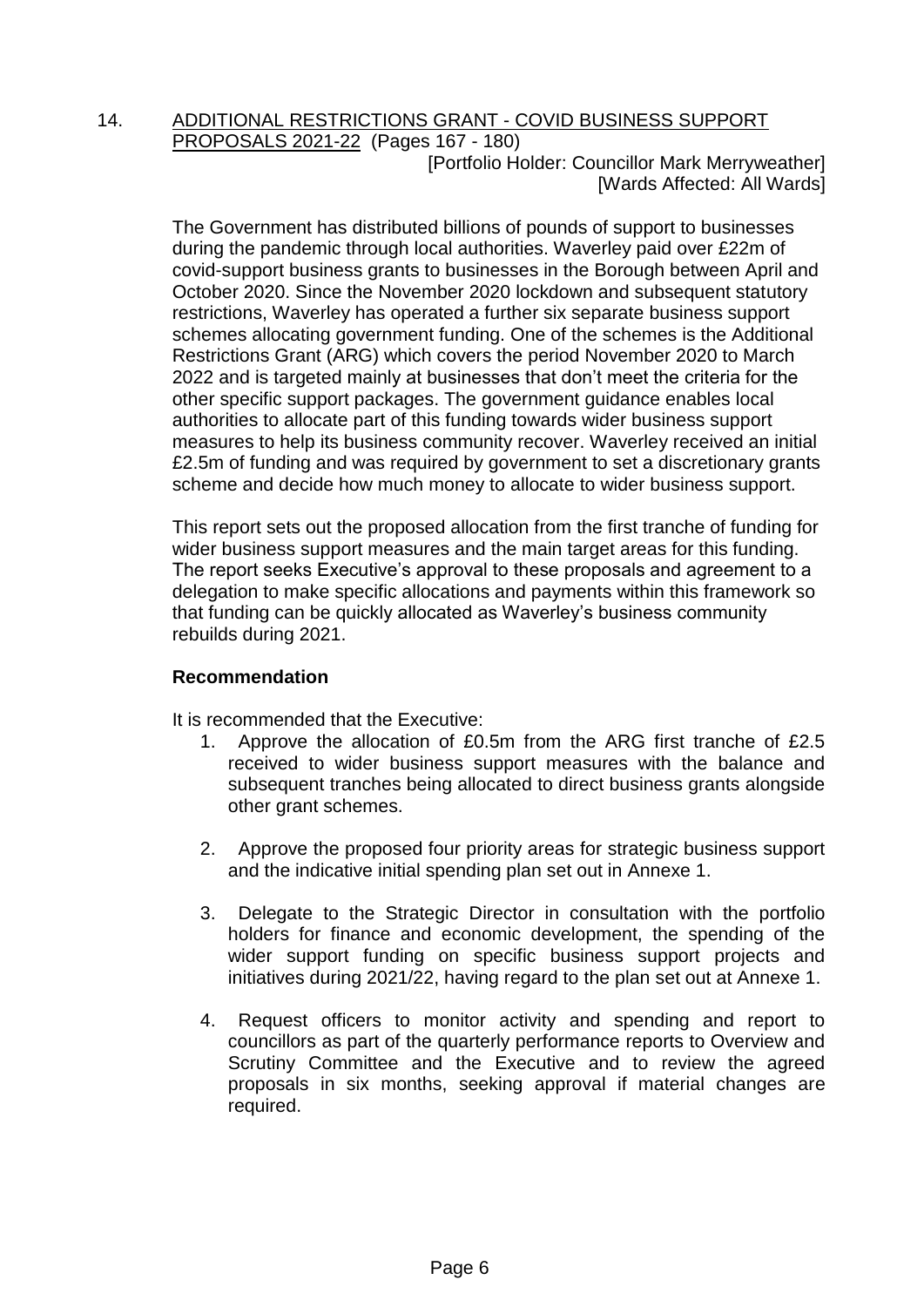14. <u>ADDITIONAL RESTRICTIONS GRANT - COVID BUSINESS SUPPORT PROPOSALS 2021-22</u> (Pages 167 - 180)

[Portfolio Holder: Councillor Mark Merryweather]
[Wards Affected: All Wards]

The Government has distributed billions of pounds of support to businesses during the pandemic through local authorities. Waverley paid over £22m of covid-support business grants to businesses in the Borough between April and October 2020. Since the November 2020 lockdown and subsequent statutory restrictions, Waverley has operated a further six separate business support schemes allocating government funding. One of the schemes is the Additional Restrictions Grant (ARG) which covers the period November 2020 to March 2022 and is targeted mainly at businesses that don't meet the criteria for the other specific support packages. The government guidance enables local authorities to allocate part of this funding towards wider business support measures to help its business community recover. Waverley received an initial £2.5m of funding and was required by government to set a discretionary grants scheme and decide how much money to allocate to wider business support.

This report sets out the proposed allocation from the first tranche of funding for wider business support measures and the main target areas for this funding. The report seeks Executive's approval to these proposals and agreement to a delegation to make specific allocations and payments within this framework so that funding can be quickly allocated as Waverley's business community rebuilds during 2021.

**Recommendation**

It is recommended that the Executive:

1. Approve the allocation of £0.5m from the ARG first tranche of £2.5 received to wider business support measures with the balance and subsequent tranches being allocated to direct business grants alongside other grant schemes.

2. Approve the proposed four priority areas for strategic business support and the indicative initial spending plan set out in Annexe 1.

3. Delegate to the Strategic Director in consultation with the portfolio holders for finance and economic development, the spending of the wider support funding on specific business support projects and initiatives during 2021/22, having regard to the plan set out at Annexe 1.

4. Request officers to monitor activity and spending and report to councillors as part of the quarterly performance reports to Overview and Scrutiny Committee and the Executive and to review the agreed proposals in six months, seeking approval if material changes are required.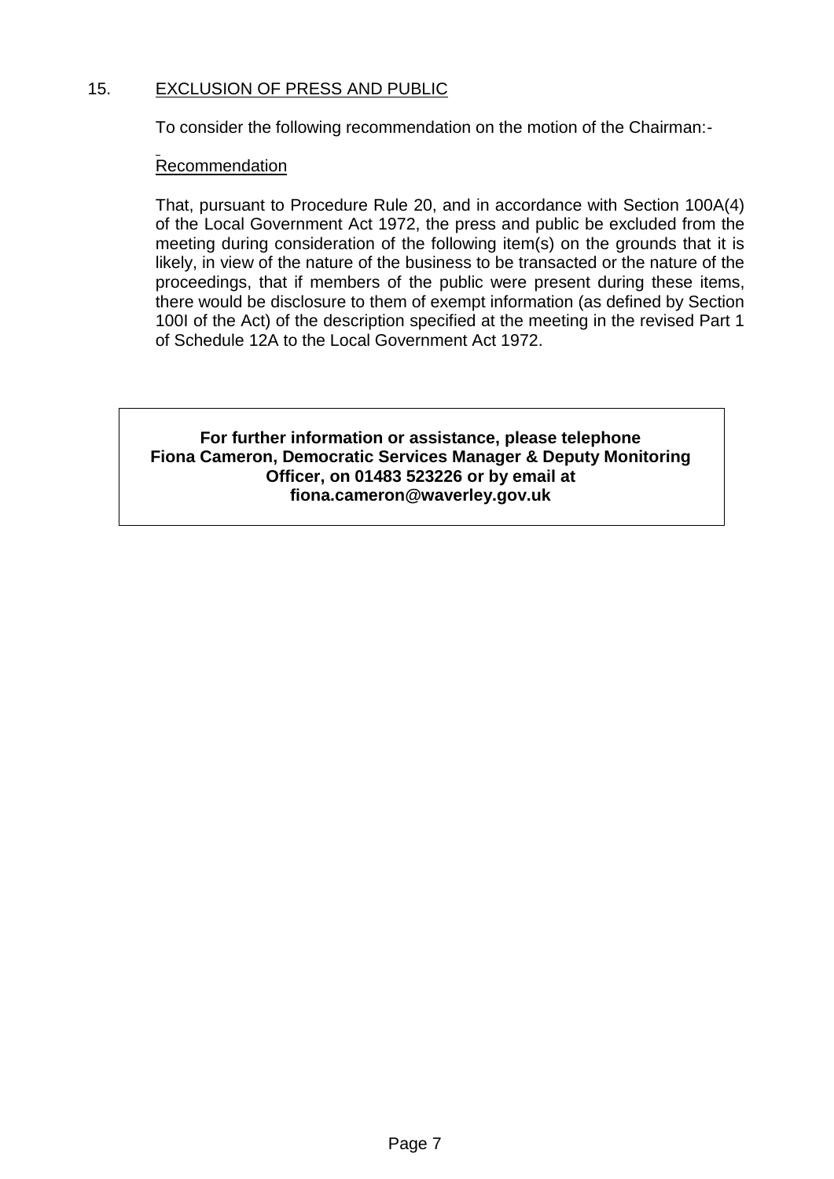15. EXCLUSION OF PRESS AND PUBLIC

To consider the following recommendation on the motion of the Chairman:-

Recommendation

That, pursuant to Procedure Rule 20, and in accordance with Section 100A(4) of the Local Government Act 1972, the press and public be excluded from the meeting during consideration of the following item(s) on the grounds that it is likely, in view of the nature of the business to be transacted or the nature of the proceedings, that if members of the public were present during these items, there would be disclosure to them of exempt information (as defined by Section 100I of the Act) of the description specified at the meeting in the revised Part 1 of Schedule 12A to the Local Government Act 1972.

**For further information or assistance, please telephone Fiona Cameron, Democratic Services Manager & Deputy Monitoring Officer, on 01483 523226 or by email at fiona.cameron@waverley.gov.uk**